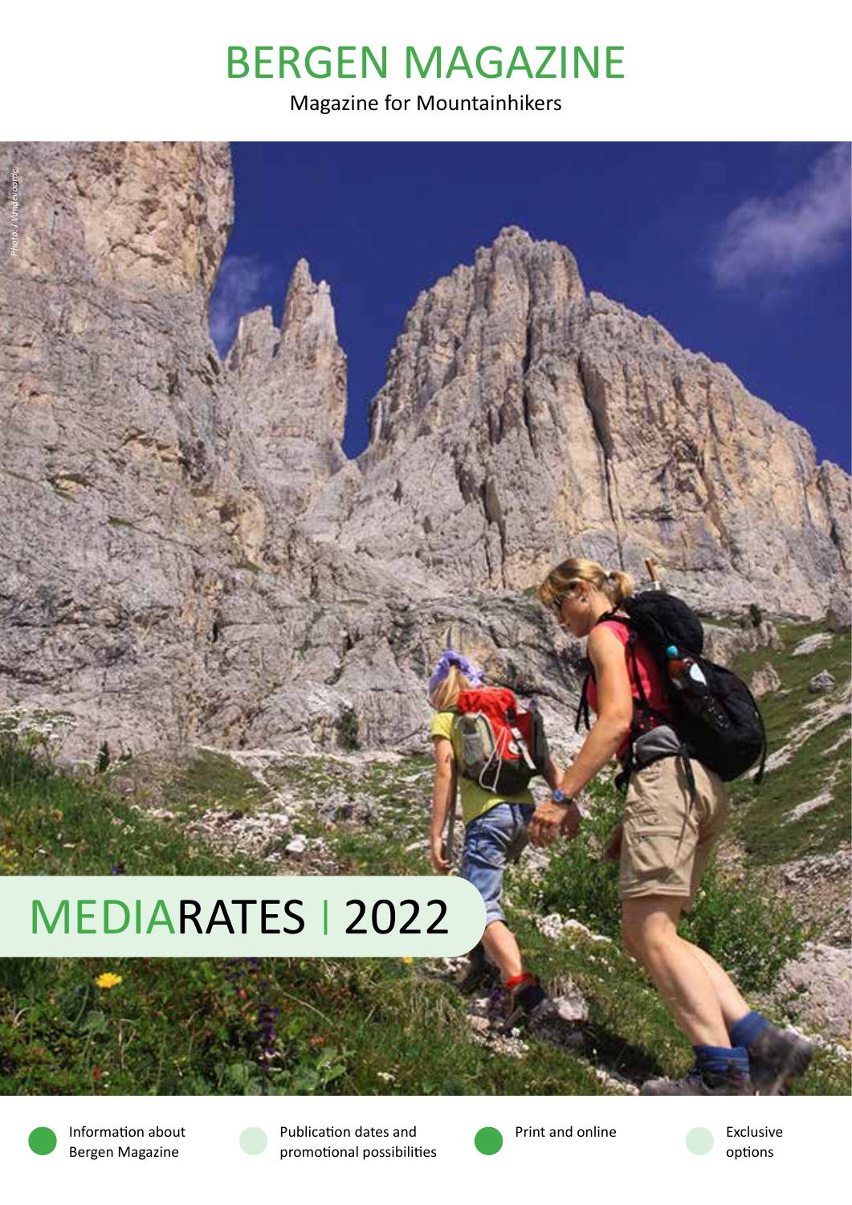# BERGEN MAGAZINE

Magazine for Mountainhikers

*Photo: J. Vandevoorde*

## MEDIARATES | 2022

- Information about Bergen Magazine
- Publication dates and promotional possibilities
- Print and online
- Exclusive options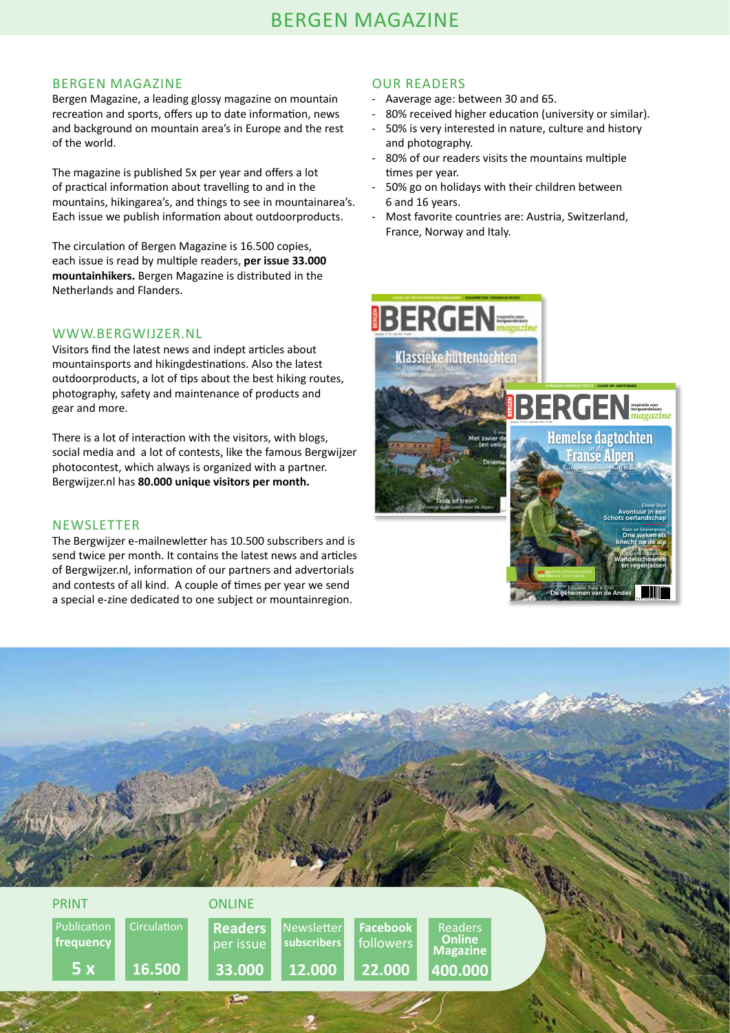# BERGEN MAGAZINE

## BERGEN MAGAZINE

Bergen Magazine, a leading glossy magazine on mountain recreation and sports, offers up to date information, news and background on mountain area's in Europe and the rest of the world.

The magazine is published 5x per year and offers a lot of practical information about travelling to and in the mountains, hikingarea's, and things to see in mountainarea's. Each issue we publish information about outdoorproducts.

The circulation of Bergen Magazine is 16.500 copies, each issue is read by multiple readers, **per issue 33.000 mountainhikers.** Bergen Magazine is distributed in the Netherlands and Flanders.

## WWW.BERGWIJZER.NL

Visitors find the latest news and indept articles about mountainsports and hikingdestinations. Also the latest outdoorproducts, a lot of tips about the best hiking routes, photography, safety and maintenance of products and gear and more.

There is a lot of interaction with the visitors, with blogs, social media and a lot of contests, like the famous Bergwijzer photocontest, which always is organized with a partner. Bergwijzer.nl has **80.000 unique visitors per month.**

## NEWSLETTER

The Bergwijzer e-mailnewletter has 10.500 subscribers and is send twice per month. It contains the latest news and articles of Bergwijzer.nl, information of our partners and advertorials and contests of all kind. A couple of times per year we send a special e-zine dedicated to one subject or mountainregion.

## OUR READERS

- Aaverage age: between 30 and 65.
- 80% received higher education (university or similar).
- 50% is very interested in nature, culture and history and photography.
- 80% of our readers visits the mountains multiple times per year.
- 50% go on holidays with their children between 6 and 16 years.
- Most favorite countries are: Austria, Switzerland, France, Norway and Italy.

| PRINT | | ONLINE | | | |
|---|---|---|---|---|---|
| Publication **frequency** | Circulation | **Readers** per issue | Newsletter **subscribers** | **Facebook** followers | Readers **Online Magazine** |
| **5 x** | **16.500** | **33.000** | **12.000** | **22.000** | **400.000** |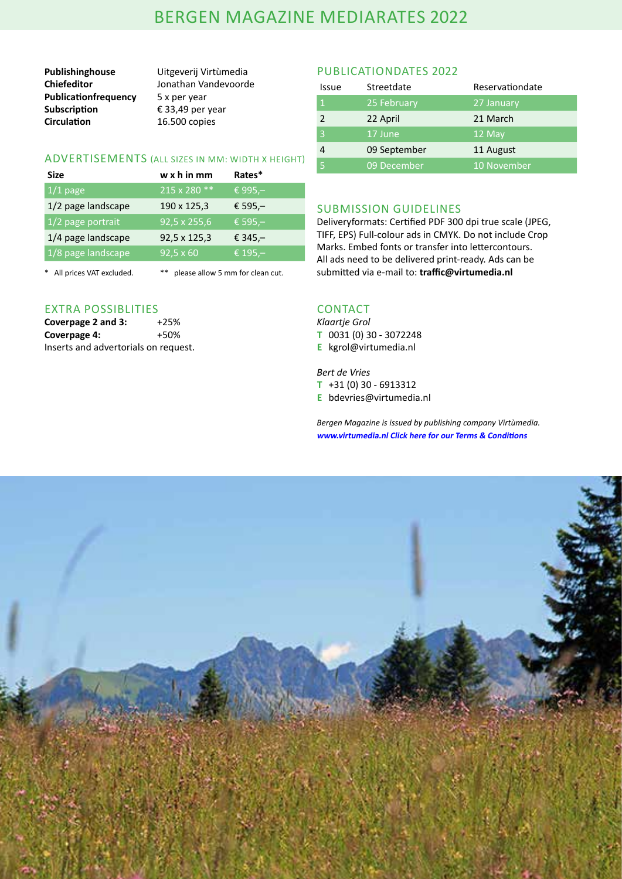# BERGEN MAGAZINE MEDIARATES 2022

**Publishinghouse** Uitgeverij Virtùmedia
**Chiefeditor** Jonathan Vandevoorde
**Publicationfrequency** 5 x per year
**Subscription** € 33,49 per year
**Circulation** 16.500 copies

## ADVERTISEMENTS (ALL SIZES IN MM: WIDTH X HEIGHT)

| Size | w x h in mm | Rates* |
|---|---|---|
| 1/1 page | 215 x 280 ** | € 995,– |
| 1/2 page landscape | 190 x 125,3 | € 595,– |
| 1/2 page portrait | 92,5 x 255,6 | € 595,– |
| 1/4 page landscape | 92,5 x 125,3 | € 345,– |
| 1/8 page landscape | 92,5 x 60 | € 195,– |

* All prices VAT excluded. ** please allow 5 mm for clean cut.

## EXTRA POSSIBLITIES

**Coverpage 2 and 3:** +25%
**Coverpage 4:** +50%
Inserts and advertorials on request.

## PUBLICATIONDATES 2022

| Issue | Streetdate | Reservationdate |
|---|---|---|
| 1 | 25 February | 27 January |
| 2 | 22 April | 21 March |
| 3 | 17 June | 12 May |
| 4 | 09 September | 11 August |
| 5 | 09 December | 10 November |

## SUBMISSION GUIDELINES

Deliveryformats: Certified PDF 300 dpi true scale (JPEG, TIFF, EPS) Full-colour ads in CMYK. Do not include Crop Marks. Embed fonts or transfer into lettercontours. All ads need to be delivered print-ready. Ads can be submitted via e-mail to: **traffic@virtumedia.nl**

## CONTACT

*Klaartje Grol*
**T** 0031 (0) 30 - 3072248
**E** kgrol@virtumedia.nl

*Bert de Vries*
**T** +31 (0) 30 - 6913312
**E** bdevries@virtumedia.nl

*Bergen Magazine is issued by publishing company Virtùmedia.*
***www.virtumedia.nl Click here for our Terms & Conditions***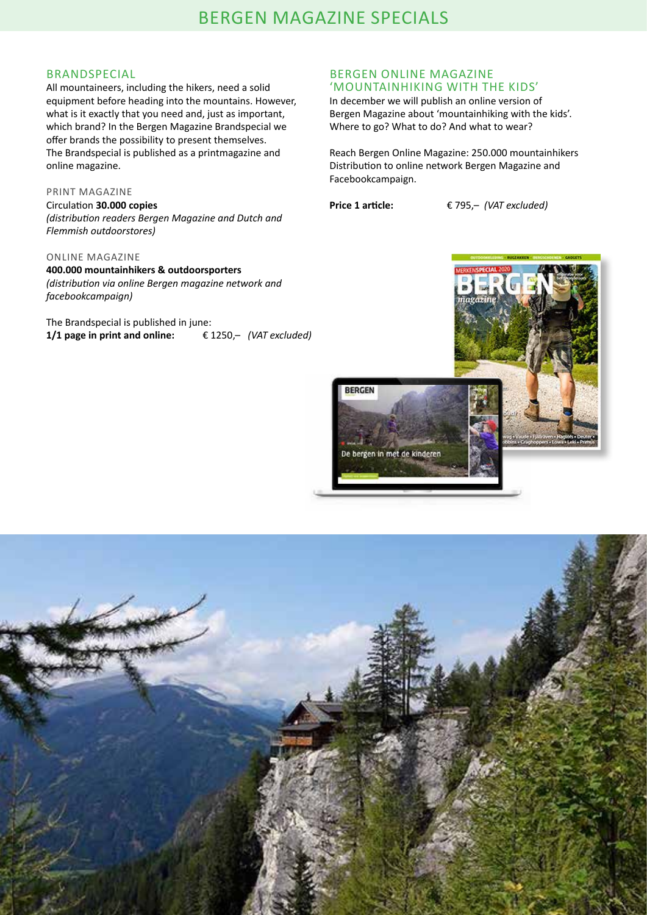# BERGEN MAGAZINE SPECIALS

## BRANDSPECIAL

All mountaineers, including the hikers, need a solid equipment before heading into the mountains. However, what is it exactly that you need and, just as important, which brand? In the Bergen Magazine Brandspecial we offer brands the possibility to present themselves. The Brandspecial is published as a printmagazine and online magazine.

### PRINT MAGAZINE

Circulation **30.000 copies**
*(distribution readers Bergen Magazine and Dutch and Flemmish outdoorstores)*

### ONLINE MAGAZINE

**400.000 mountainhikers & outdoorsporters**
*(distribution via online Bergen magazine network and facebookcampaign)*

The Brandspecial is published in june:
**1/1 page in print and online:** € 1250,– *(VAT excluded)*

## BERGEN ONLINE MAGAZINE 'MOUNTAINHIKING WITH THE KIDS'

In december we will publish an online version of Bergen Magazine about 'mountainhiking with the kids'. Where to go? What to do? And what to wear?

Reach Bergen Online Magazine: 250.000 mountainhikers
Distribution to online network Bergen Magazine and Facebookcampaign.

**Price 1 article:** € 795,– *(VAT excluded)*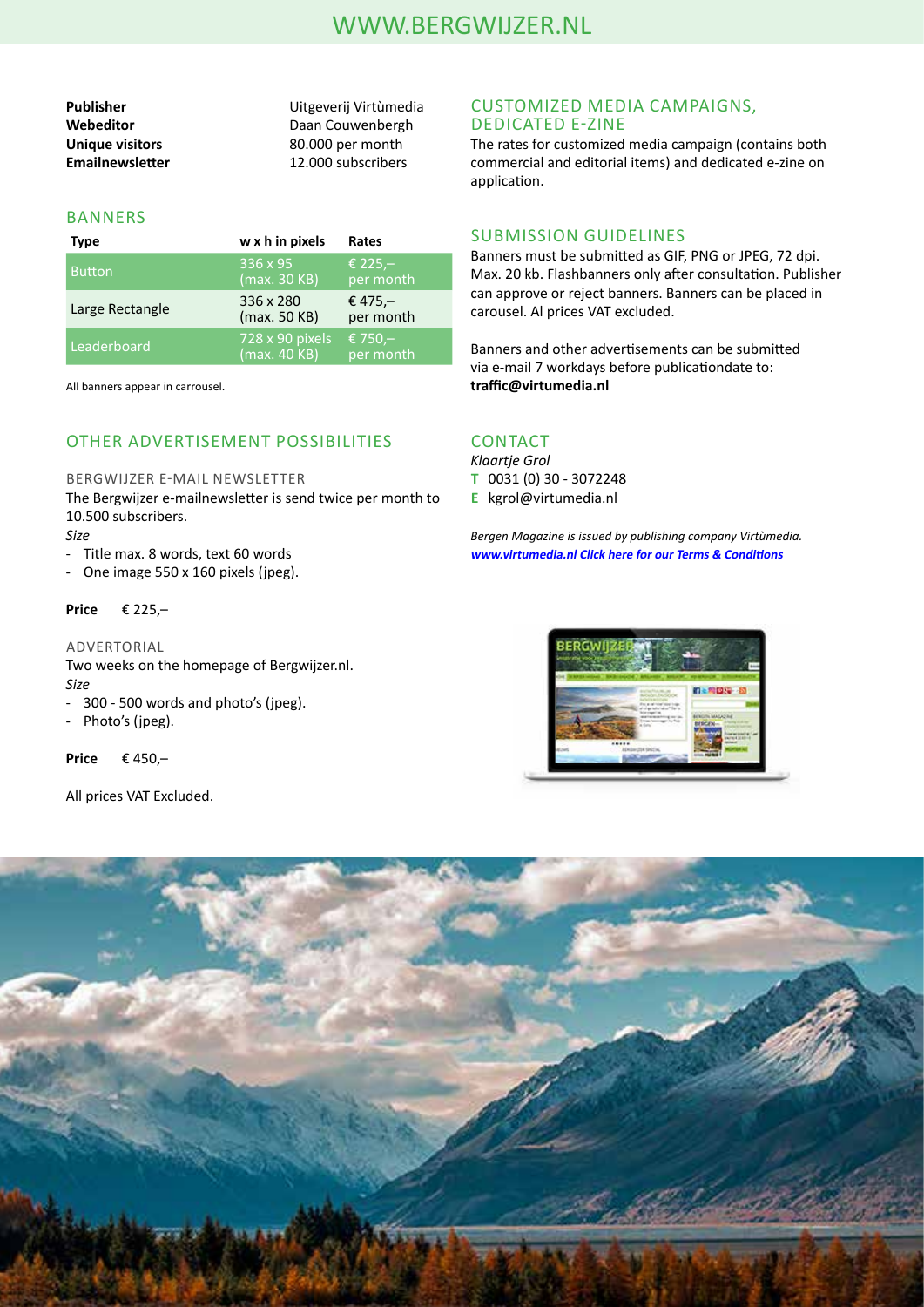# WWW.BERGWIJZER.NL

| | |
|---|---|
| **Publisher** | Uitgeverij Virtùmedia |
| **Webeditor** | Daan Couwenbergh |
| **Unique visitors** | 80.000 per month |
| **Emailnewsletter** | 12.000 subscribers |

## BANNERS

| Type | w x h in pixels | Rates |
|---|---|---|
| Button | 336 x 95 (max. 30 KB) | € 225,– per month |
| Large Rectangle | 336 x 280 (max. 50 KB) | € 475,– per month |
| Leaderboard | 728 x 90 pixels (max. 40 KB) | € 750,– per month |

All banners appear in carrousel.

## OTHER ADVERTISEMENT POSSIBILITIES

### BERGWIJZER E-MAIL NEWSLETTER

The Bergwijzer e-mailnewsletter is send twice per month to 10.500 subscribers.

*Size*

- Title max. 8 words, text 60 words
- One image 550 x 160 pixels (jpeg).

**Price** € 225,–

### ADVERTORIAL

Two weeks on the homepage of Bergwijzer.nl.

*Size*

- 300 - 500 words and photo's (jpeg).
- Photo's (jpeg).

**Price** € 450,–

All prices VAT Excluded.

## CUSTOMIZED MEDIA CAMPAIGNS, DEDICATED E-ZINE

The rates for customized media campaign (contains both commercial and editorial items) and dedicated e-zine on application.

## SUBMISSION GUIDELINES

Banners must be submitted as GIF, PNG or JPEG, 72 dpi. Max. 20 kb. Flashbanners only after consultation. Publisher can approve or reject banners. Banners can be placed in carousel. Al prices VAT excluded.

Banners and other advertisements can be submitted via e-mail 7 workdays before publicationdate to: **traffic@virtumedia.nl**

## CONTACT

*Klaartje Grol*

**T** 0031 (0) 30 - 3072248

**E** kgrol@virtumedia.nl

*Bergen Magazine is issued by publishing company Virtùmedia.*

***www.virtumedia.nl Click here for our Terms & Conditions***